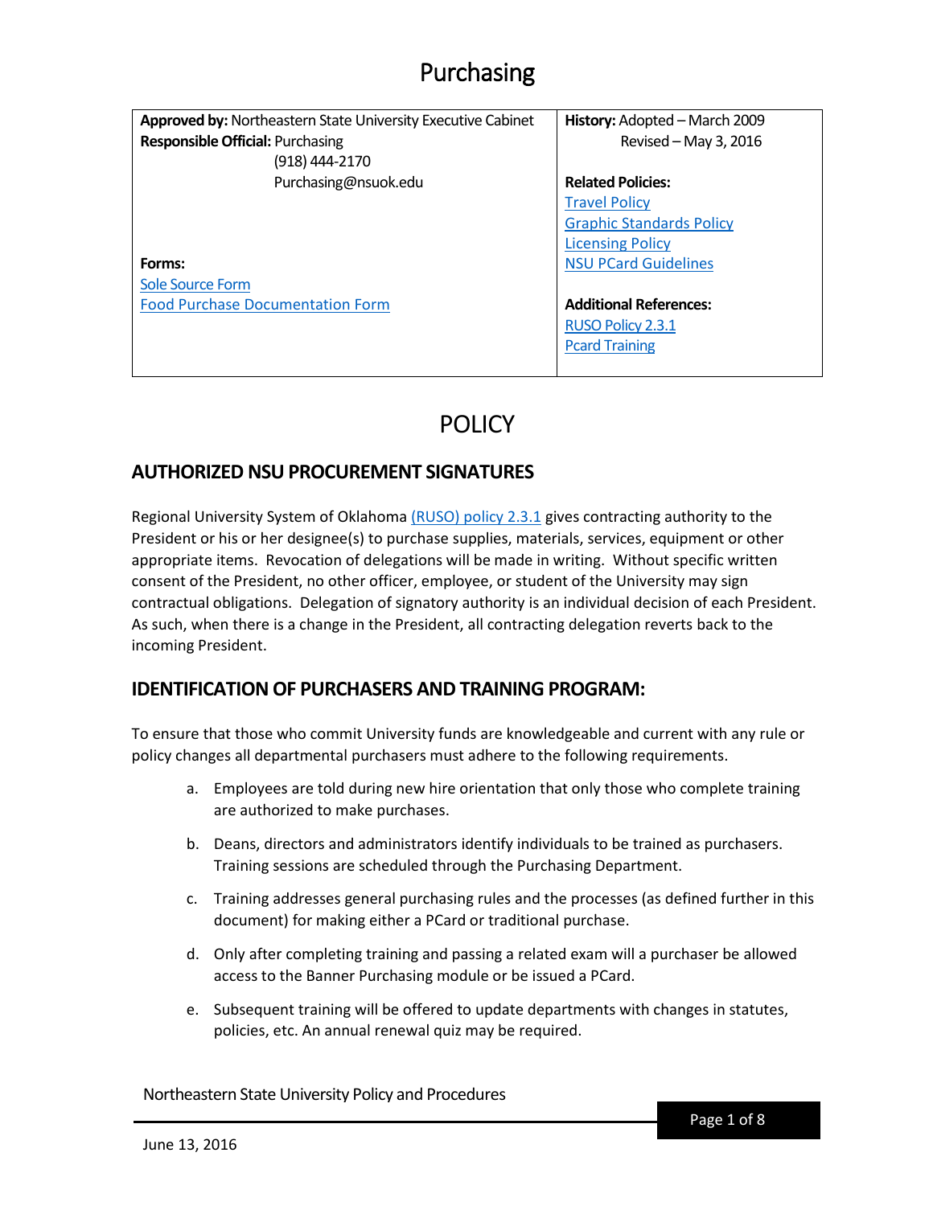# Purchasing

| **Approved by:** Northeastern State University Executive Cabinet<br>**Responsible Official:** Purchasing<br>(918) 444-2170<br>Purchasing@nsuok.edu<br><br>**Forms:**<br>Sole Source Form<br>Food Purchase Documentation Form | **History:** Adopted – March 2009<br>Revised – May 3, 2016<br><br>**Related Policies:**<br>Travel Policy<br>Graphic Standards Policy<br>Licensing Policy<br>NSU PCard Guidelines<br><br>**Additional References:**<br>RUSO Policy 2.3.1<br>Pcard Training |
| --- | --- |

# POLICY

## AUTHORIZED NSU PROCUREMENT SIGNATURES

Regional University System of Oklahoma (RUSO) policy 2.3.1 gives contracting authority to the President or his or her designee(s) to purchase supplies, materials, services, equipment or other appropriate items. Revocation of delegations will be made in writing. Without specific written consent of the President, no other officer, employee, or student of the University may sign contractual obligations. Delegation of signatory authority is an individual decision of each President. As such, when there is a change in the President, all contracting delegation reverts back to the incoming President.

## IDENTIFICATION OF PURCHASERS AND TRAINING PROGRAM:

To ensure that those who commit University funds are knowledgeable and current with any rule or policy changes all departmental purchasers must adhere to the following requirements.

a. Employees are told during new hire orientation that only those who complete training are authorized to make purchases.

b. Deans, directors and administrators identify individuals to be trained as purchasers. Training sessions are scheduled through the Purchasing Department.

c. Training addresses general purchasing rules and the processes (as defined further in this document) for making either a PCard or traditional purchase.

d. Only after completing training and passing a related exam will a purchaser be allowed access to the Banner Purchasing module or be issued a PCard.

e. Subsequent training will be offered to update departments with changes in statutes, policies, etc. An annual renewal quiz may be required.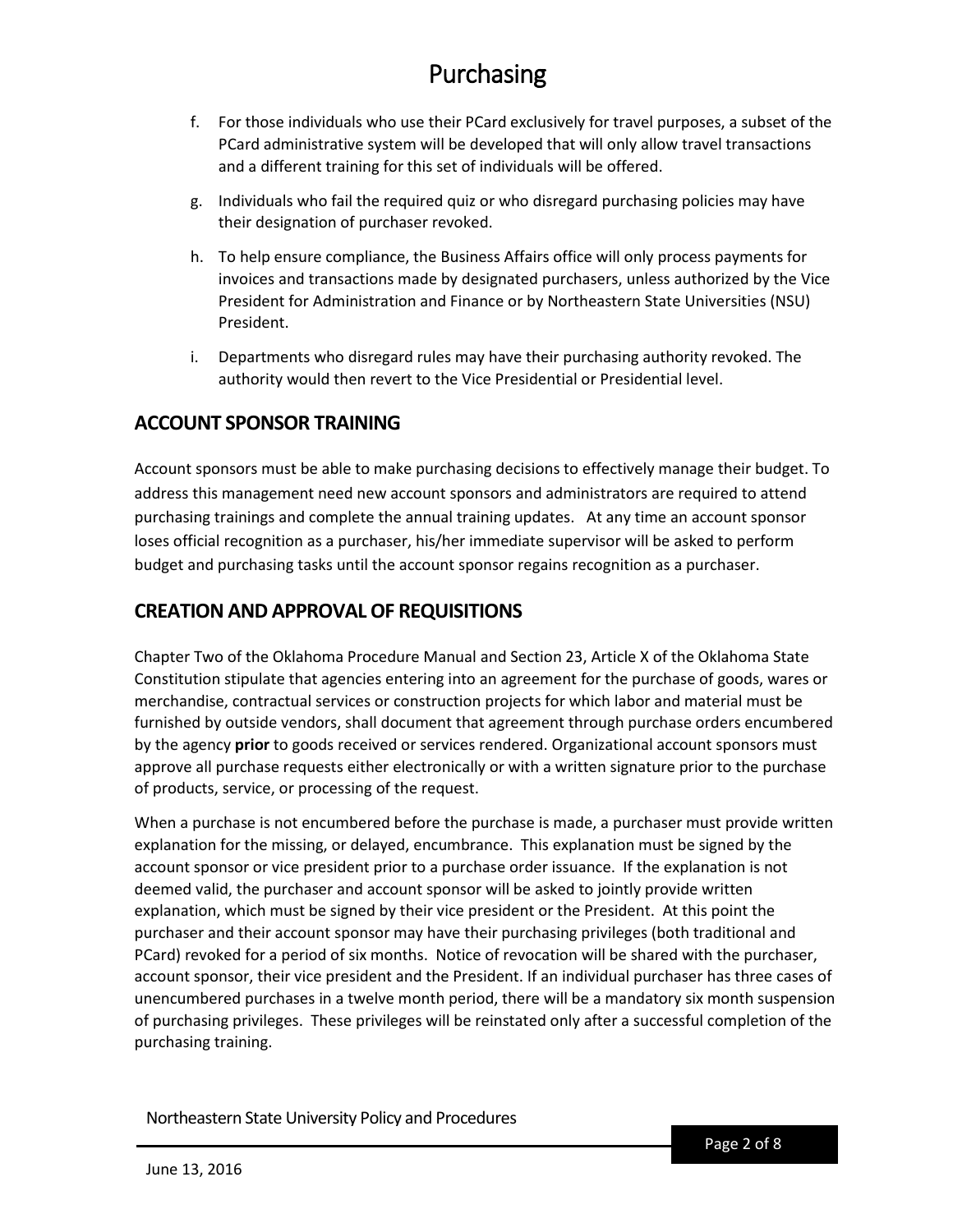f. For those individuals who use their PCard exclusively for travel purposes, a subset of the PCard administrative system will be developed that will only allow travel transactions and a different training for this set of individuals will be offered.

g. Individuals who fail the required quiz or who disregard purchasing policies may have their designation of purchaser revoked.

h. To help ensure compliance, the Business Affairs office will only process payments for invoices and transactions made by designated purchasers, unless authorized by the Vice President for Administration and Finance or by Northeastern State Universities (NSU) President.

i. Departments who disregard rules may have their purchasing authority revoked. The authority would then revert to the Vice Presidential or Presidential level.

## ACCOUNT SPONSOR TRAINING

Account sponsors must be able to make purchasing decisions to effectively manage their budget. To address this management need new account sponsors and administrators are required to attend purchasing trainings and complete the annual training updates. At any time an account sponsor loses official recognition as a purchaser, his/her immediate supervisor will be asked to perform budget and purchasing tasks until the account sponsor regains recognition as a purchaser.

## CREATION AND APPROVAL OF REQUISITIONS

Chapter Two of the Oklahoma Procedure Manual and Section 23, Article X of the Oklahoma State Constitution stipulate that agencies entering into an agreement for the purchase of goods, wares or merchandise, contractual services or construction projects for which labor and material must be furnished by outside vendors, shall document that agreement through purchase orders encumbered by the agency **prior** to goods received or services rendered. Organizational account sponsors must approve all purchase requests either electronically or with a written signature prior to the purchase of products, service, or processing of the request.

When a purchase is not encumbered before the purchase is made, a purchaser must provide written explanation for the missing, or delayed, encumbrance. This explanation must be signed by the account sponsor or vice president prior to a purchase order issuance. If the explanation is not deemed valid, the purchaser and account sponsor will be asked to jointly provide written explanation, which must be signed by their vice president or the President. At this point the purchaser and their account sponsor may have their purchasing privileges (both traditional and PCard) revoked for a period of six months. Notice of revocation will be shared with the purchaser, account sponsor, their vice president and the President. If an individual purchaser has three cases of unencumbered purchases in a twelve month period, there will be a mandatory six month suspension of purchasing privileges. These privileges will be reinstated only after a successful completion of the purchasing training.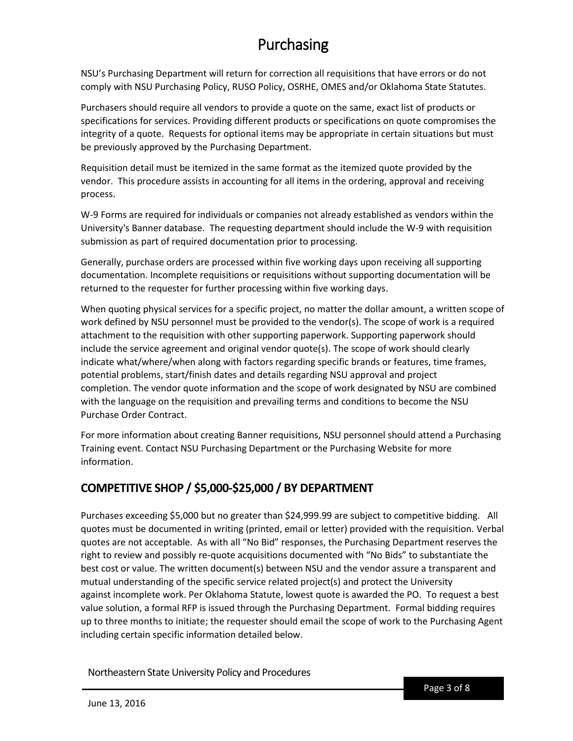# Purchasing

NSU's Purchasing Department will return for correction all requisitions that have errors or do not comply with NSU Purchasing Policy, RUSO Policy, OSRHE, OMES and/or Oklahoma State Statutes.

Purchasers should require all vendors to provide a quote on the same, exact list of products or specifications for services. Providing different products or specifications on quote compromises the integrity of a quote. Requests for optional items may be appropriate in certain situations but must be previously approved by the Purchasing Department.

Requisition detail must be itemized in the same format as the itemized quote provided by the vendor. This procedure assists in accounting for all items in the ordering, approval and receiving process.

W-9 Forms are required for individuals or companies not already established as vendors within the University's Banner database. The requesting department should include the W-9 with requisition submission as part of required documentation prior to processing.

Generally, purchase orders are processed within five working days upon receiving all supporting documentation. Incomplete requisitions or requisitions without supporting documentation will be returned to the requester for further processing within five working days.

When quoting physical services for a specific project, no matter the dollar amount, a written scope of work defined by NSU personnel must be provided to the vendor(s). The scope of work is a required attachment to the requisition with other supporting paperwork. Supporting paperwork should include the service agreement and original vendor quote(s). The scope of work should clearly indicate what/where/when along with factors regarding specific brands or features, time frames, potential problems, start/finish dates and details regarding NSU approval and project completion. The vendor quote information and the scope of work designated by NSU are combined with the language on the requisition and prevailing terms and conditions to become the NSU Purchase Order Contract.

For more information about creating Banner requisitions, NSU personnel should attend a Purchasing Training event. Contact NSU Purchasing Department or the Purchasing Website for more information.

## COMPETITIVE SHOP / $5,000-$25,000 / BY DEPARTMENT

Purchases exceeding $5,000 but no greater than $24,999.99 are subject to competitive bidding. All quotes must be documented in writing (printed, email or letter) provided with the requisition. Verbal quotes are not acceptable. As with all "No Bid" responses, the Purchasing Department reserves the right to review and possibly re-quote acquisitions documented with "No Bids" to substantiate the best cost or value. The written document(s) between NSU and the vendor assure a transparent and mutual understanding of the specific service related project(s) and protect the University against incomplete work. Per Oklahoma Statute, lowest quote is awarded the PO. To request a best value solution, a formal RFP is issued through the Purchasing Department. Formal bidding requires up to three months to initiate; the requester should email the scope of work to the Purchasing Agent including certain specific information detailed below.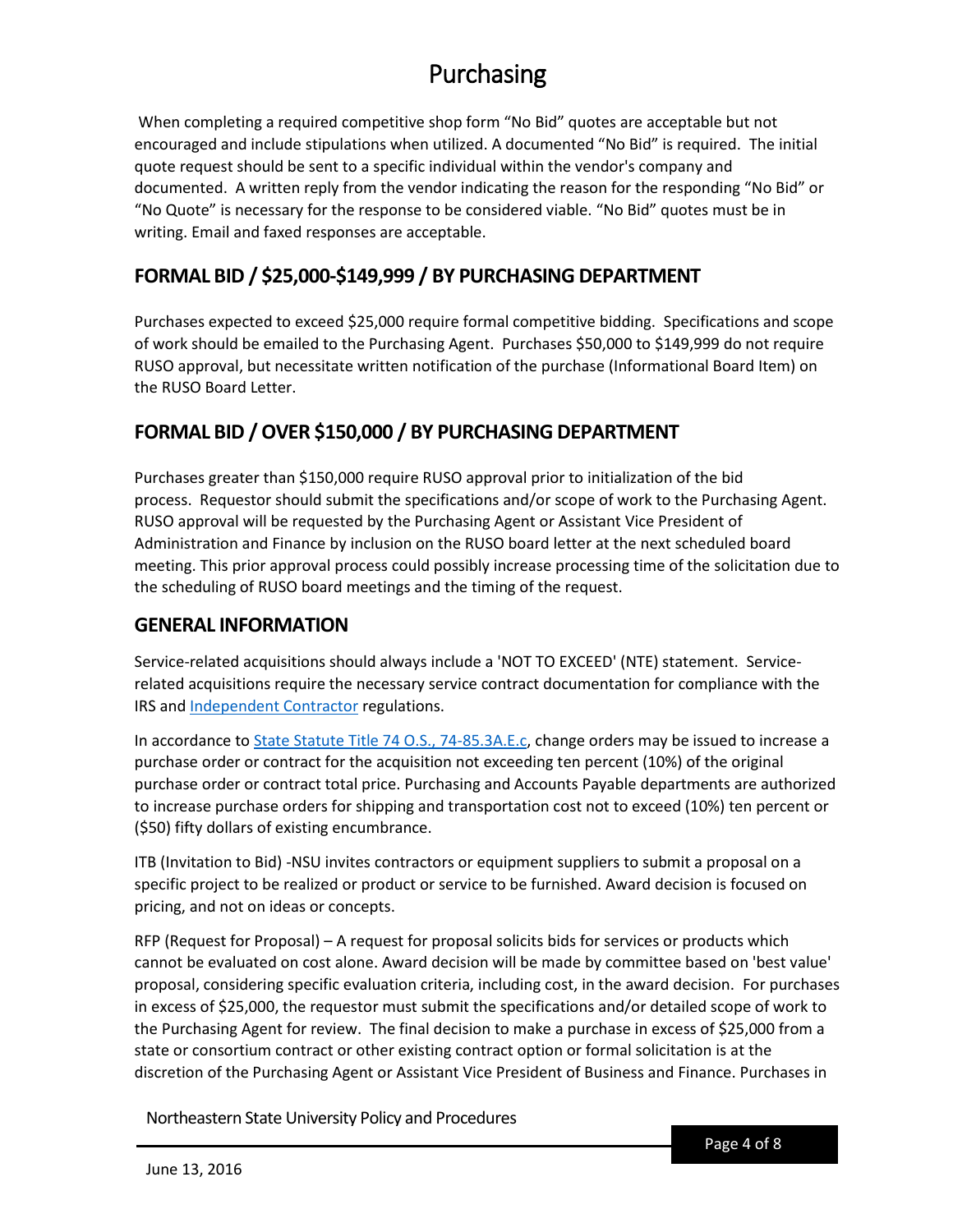When completing a required competitive shop form "No Bid" quotes are acceptable but not encouraged and include stipulations when utilized. A documented "No Bid" is required. The initial quote request should be sent to a specific individual within the vendor's company and documented. A written reply from the vendor indicating the reason for the responding "No Bid" or "No Quote" is necessary for the response to be considered viable. "No Bid" quotes must be in writing. Email and faxed responses are acceptable.

## FORMAL BID / $25,000-$149,999 / BY PURCHASING DEPARTMENT

Purchases expected to exceed $25,000 require formal competitive bidding. Specifications and scope of work should be emailed to the Purchasing Agent. Purchases $50,000 to $149,999 do not require RUSO approval, but necessitate written notification of the purchase (Informational Board Item) on the RUSO Board Letter.

## FORMAL BID / OVER $150,000 / BY PURCHASING DEPARTMENT

Purchases greater than $150,000 require RUSO approval prior to initialization of the bid process. Requestor should submit the specifications and/or scope of work to the Purchasing Agent. RUSO approval will be requested by the Purchasing Agent or Assistant Vice President of Administration and Finance by inclusion on the RUSO board letter at the next scheduled board meeting. This prior approval process could possibly increase processing time of the solicitation due to the scheduling of RUSO board meetings and the timing of the request.

## GENERAL INFORMATION

Service-related acquisitions should always include a 'NOT TO EXCEED' (NTE) statement. Service-related acquisitions require the necessary service contract documentation for compliance with the IRS and Independent Contractor regulations.

In accordance to State Statute Title 74 O.S., 74-85.3A.E.c, change orders may be issued to increase a purchase order or contract for the acquisition not exceeding ten percent (10%) of the original purchase order or contract total price. Purchasing and Accounts Payable departments are authorized to increase purchase orders for shipping and transportation cost not to exceed (10%) ten percent or ($50) fifty dollars of existing encumbrance.

ITB (Invitation to Bid) -NSU invites contractors or equipment suppliers to submit a proposal on a specific project to be realized or product or service to be furnished. Award decision is focused on pricing, and not on ideas or concepts.

RFP (Request for Proposal) – A request for proposal solicits bids for services or products which cannot be evaluated on cost alone. Award decision will be made by committee based on 'best value' proposal, considering specific evaluation criteria, including cost, in the award decision. For purchases in excess of $25,000, the requestor must submit the specifications and/or detailed scope of work to the Purchasing Agent for review. The final decision to make a purchase in excess of $25,000 from a state or consortium contract or other existing contract option or formal solicitation is at the discretion of the Purchasing Agent or Assistant Vice President of Business and Finance. Purchases in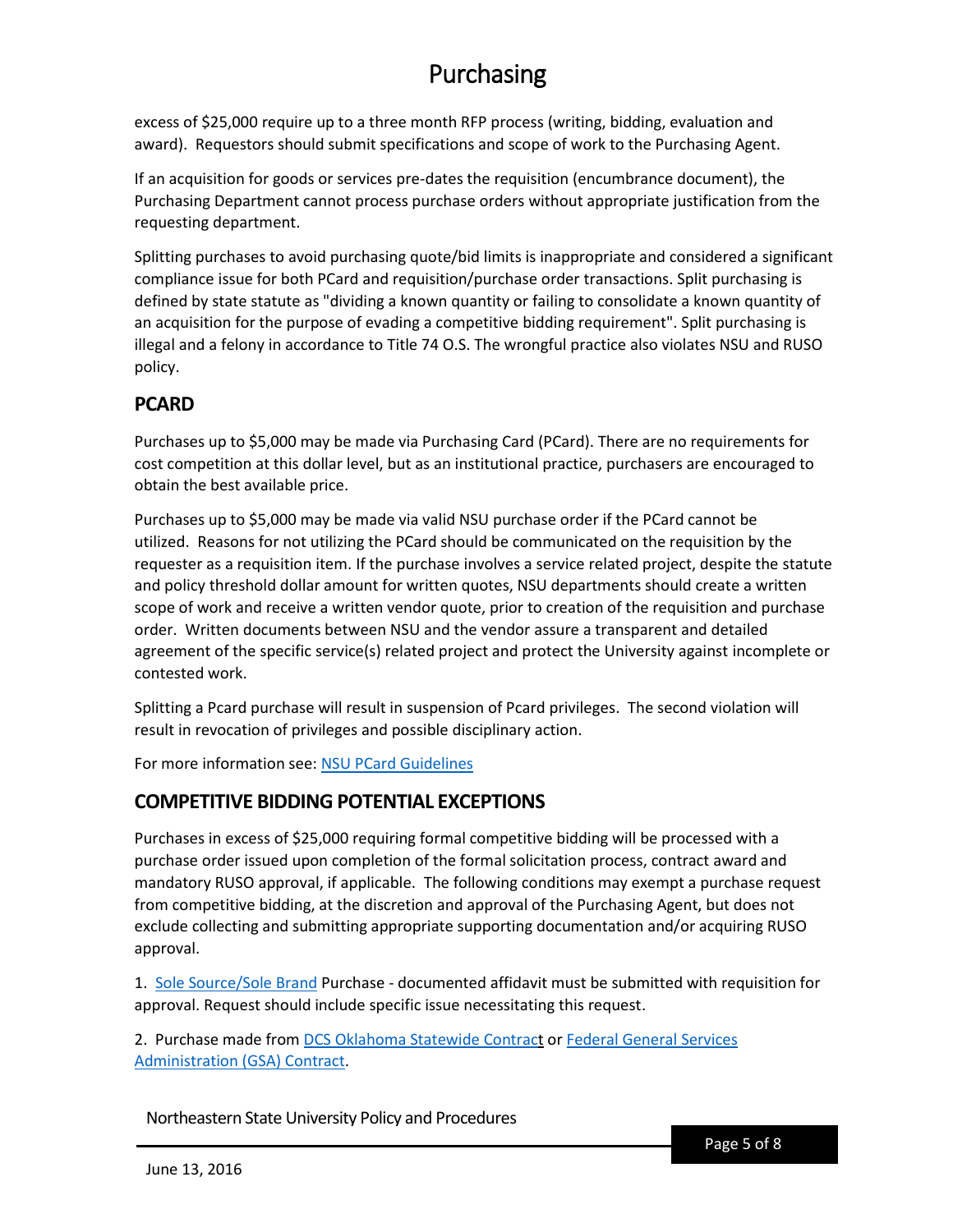excess of $25,000 require up to a three month RFP process (writing, bidding, evaluation and award). Requestors should submit specifications and scope of work to the Purchasing Agent.

If an acquisition for goods or services pre-dates the requisition (encumbrance document), the Purchasing Department cannot process purchase orders without appropriate justification from the requesting department.

Splitting purchases to avoid purchasing quote/bid limits is inappropriate and considered a significant compliance issue for both PCard and requisition/purchase order transactions. Split purchasing is defined by state statute as "dividing a known quantity or failing to consolidate a known quantity of an acquisition for the purpose of evading a competitive bidding requirement". Split purchasing is illegal and a felony in accordance to Title 74 O.S. The wrongful practice also violates NSU and RUSO policy.

## PCARD

Purchases up to $5,000 may be made via Purchasing Card (PCard). There are no requirements for cost competition at this dollar level, but as an institutional practice, purchasers are encouraged to obtain the best available price.

Purchases up to $5,000 may be made via valid NSU purchase order if the PCard cannot be utilized. Reasons for not utilizing the PCard should be communicated on the requisition by the requester as a requisition item. If the purchase involves a service related project, despite the statute and policy threshold dollar amount for written quotes, NSU departments should create a written scope of work and receive a written vendor quote, prior to creation of the requisition and purchase order. Written documents between NSU and the vendor assure a transparent and detailed agreement of the specific service(s) related project and protect the University against incomplete or contested work.

Splitting a Pcard purchase will result in suspension of Pcard privileges. The second violation will result in revocation of privileges and possible disciplinary action.

For more information see: [NSU PCard Guidelines]()

## COMPETITIVE BIDDING POTENTIAL EXCEPTIONS

Purchases in excess of $25,000 requiring formal competitive bidding will be processed with a purchase order issued upon completion of the formal solicitation process, contract award and mandatory RUSO approval, if applicable. The following conditions may exempt a purchase request from competitive bidding, at the discretion and approval of the Purchasing Agent, but does not exclude collecting and submitting appropriate supporting documentation and/or acquiring RUSO approval.

1. [Sole Source/Sole Brand]() Purchase - documented affidavit must be submitted with requisition for approval. Request should include specific issue necessitating this request.

2. Purchase made from [DCS Oklahoma Statewide Contract]() or [Federal General Services Administration (GSA) Contract]().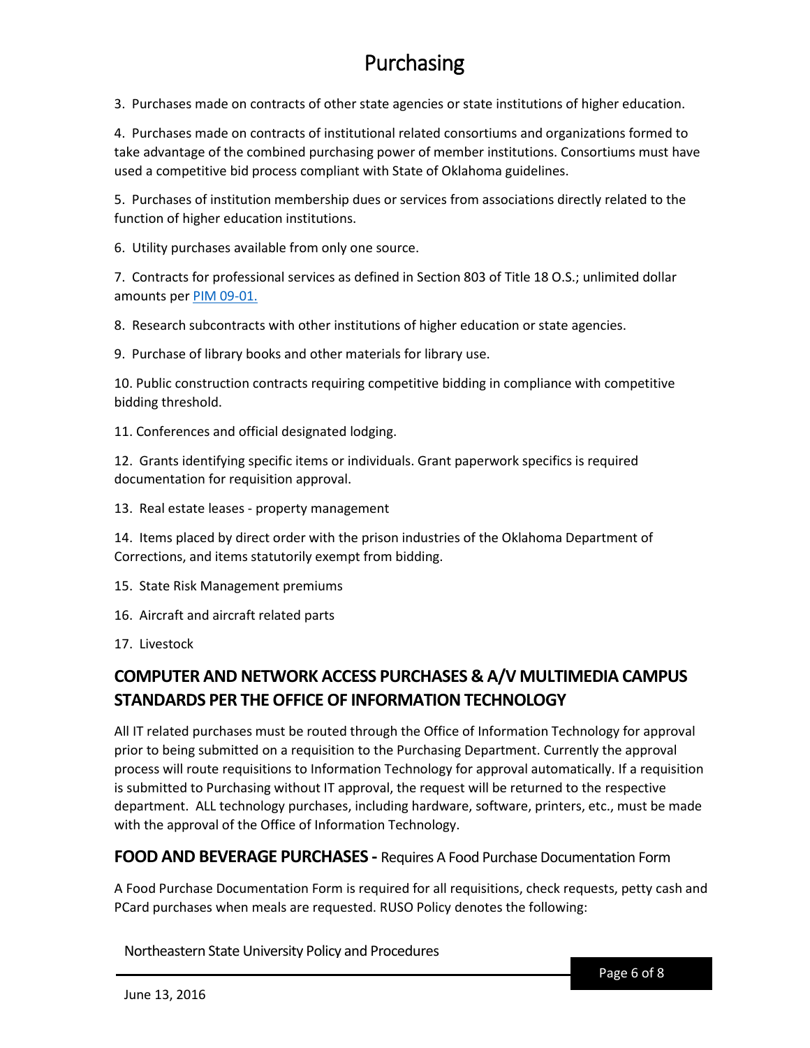3. Purchases made on contracts of other state agencies or state institutions of higher education.

4. Purchases made on contracts of institutional related consortiums and organizations formed to take advantage of the combined purchasing power of member institutions. Consortiums must have used a competitive bid process compliant with State of Oklahoma guidelines.

5. Purchases of institution membership dues or services from associations directly related to the function of higher education institutions.

6. Utility purchases available from only one source.

7. Contracts for professional services as defined in Section 803 of Title 18 O.S.; unlimited dollar amounts per PIM 09-01.

8. Research subcontracts with other institutions of higher education or state agencies.

9. Purchase of library books and other materials for library use.

10. Public construction contracts requiring competitive bidding in compliance with competitive bidding threshold.

11. Conferences and official designated lodging.

12. Grants identifying specific items or individuals. Grant paperwork specifics is required documentation for requisition approval.

13. Real estate leases - property management

14. Items placed by direct order with the prison industries of the Oklahoma Department of Corrections, and items statutorily exempt from bidding.

15. State Risk Management premiums

16. Aircraft and aircraft related parts

17. Livestock

## COMPUTER AND NETWORK ACCESS PURCHASES & A/V MULTIMEDIA CAMPUS STANDARDS PER THE OFFICE OF INFORMATION TECHNOLOGY

All IT related purchases must be routed through the Office of Information Technology for approval prior to being submitted on a requisition to the Purchasing Department. Currently the approval process will route requisitions to Information Technology for approval automatically. If a requisition is submitted to Purchasing without IT approval, the request will be returned to the respective department. ALL technology purchases, including hardware, software, printers, etc., must be made with the approval of the Office of Information Technology.

## FOOD AND BEVERAGE PURCHASES - Requires A Food Purchase Documentation Form

A Food Purchase Documentation Form is required for all requisitions, check requests, petty cash and PCard purchases when meals are requested. RUSO Policy denotes the following: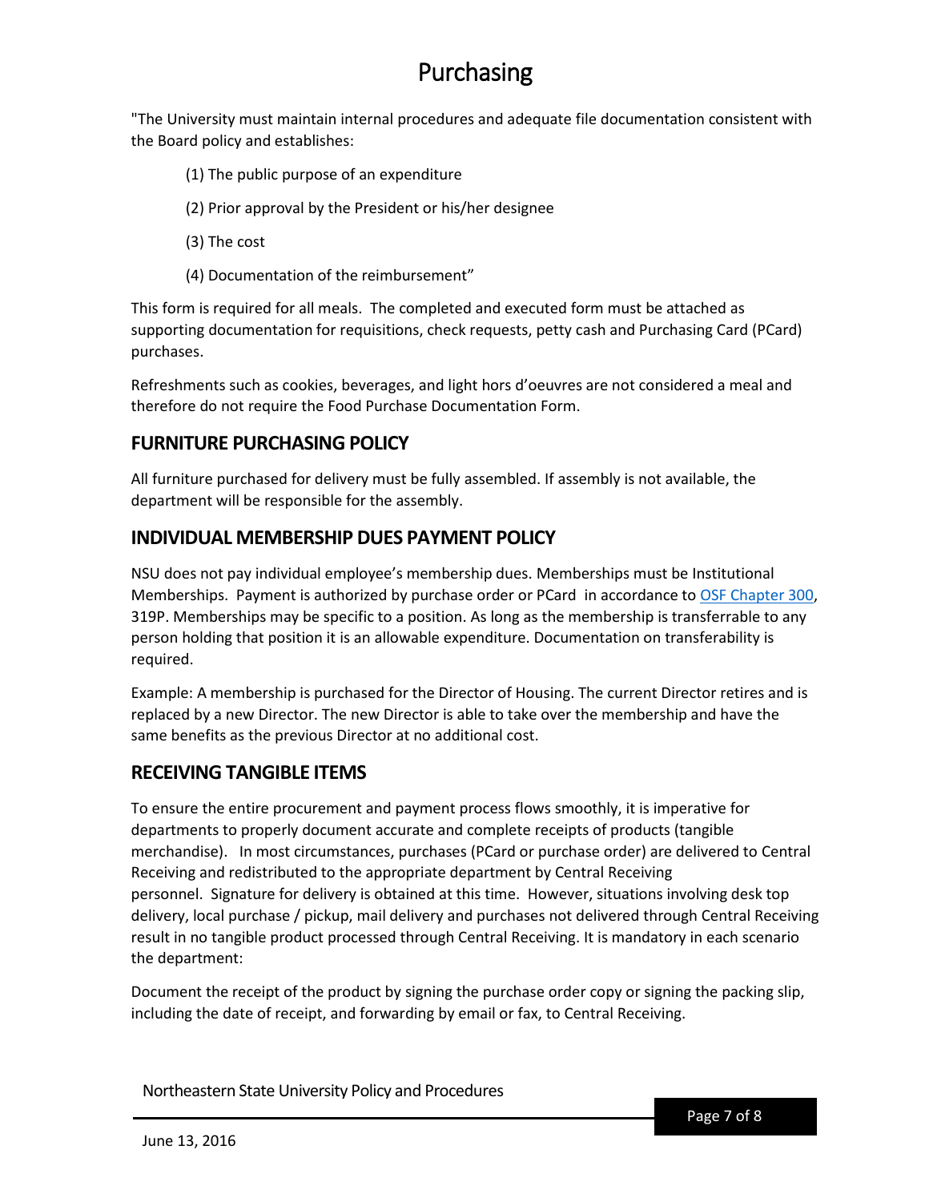"The University must maintain internal procedures and adequate file documentation consistent with the Board policy and establishes:

(1) The public purpose of an expenditure

(2) Prior approval by the President or his/her designee

(3) The cost

(4) Documentation of the reimbursement"

This form is required for all meals. The completed and executed form must be attached as supporting documentation for requisitions, check requests, petty cash and Purchasing Card (PCard) purchases.

Refreshments such as cookies, beverages, and light hors d'oeuvres are not considered a meal and therefore do not require the Food Purchase Documentation Form.

## FURNITURE PURCHASING POLICY

All furniture purchased for delivery must be fully assembled. If assembly is not available, the department will be responsible for the assembly.

## INDIVIDUAL MEMBERSHIP DUES PAYMENT POLICY

NSU does not pay individual employee's membership dues. Memberships must be Institutional Memberships. Payment is authorized by purchase order or PCard in accordance to OSF Chapter 300, 319P. Memberships may be specific to a position. As long as the membership is transferrable to any person holding that position it is an allowable expenditure. Documentation on transferability is required.

Example: A membership is purchased for the Director of Housing. The current Director retires and is replaced by a new Director. The new Director is able to take over the membership and have the same benefits as the previous Director at no additional cost.

## RECEIVING TANGIBLE ITEMS

To ensure the entire procurement and payment process flows smoothly, it is imperative for departments to properly document accurate and complete receipts of products (tangible merchandise). In most circumstances, purchases (PCard or purchase order) are delivered to Central Receiving and redistributed to the appropriate department by Central Receiving personnel. Signature for delivery is obtained at this time. However, situations involving desk top delivery, local purchase / pickup, mail delivery and purchases not delivered through Central Receiving result in no tangible product processed through Central Receiving. It is mandatory in each scenario the department:

Document the receipt of the product by signing the purchase order copy or signing the packing slip, including the date of receipt, and forwarding by email or fax, to Central Receiving.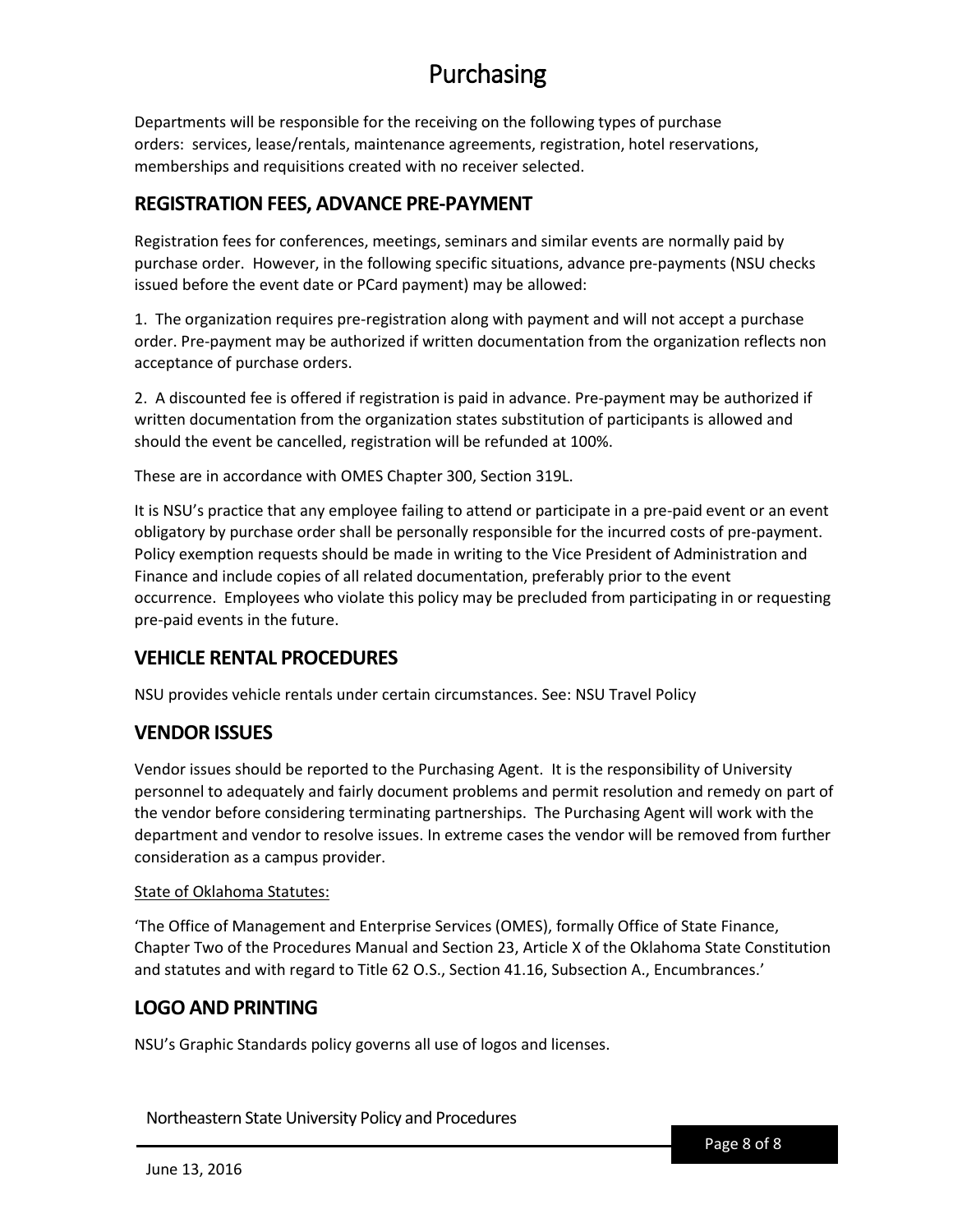Departments will be responsible for the receiving on the following types of purchase orders: services, lease/rentals, maintenance agreements, registration, hotel reservations, memberships and requisitions created with no receiver selected.

## REGISTRATION FEES, ADVANCE PRE-PAYMENT

Registration fees for conferences, meetings, seminars and similar events are normally paid by purchase order. However, in the following specific situations, advance pre-payments (NSU checks issued before the event date or PCard payment) may be allowed:

1. The organization requires pre-registration along with payment and will not accept a purchase order. Pre-payment may be authorized if written documentation from the organization reflects non acceptance of purchase orders.

2. A discounted fee is offered if registration is paid in advance. Pre-payment may be authorized if written documentation from the organization states substitution of participants is allowed and should the event be cancelled, registration will be refunded at 100%.

These are in accordance with OMES Chapter 300, Section 319L.

It is NSU's practice that any employee failing to attend or participate in a pre-paid event or an event obligatory by purchase order shall be personally responsible for the incurred costs of pre-payment. Policy exemption requests should be made in writing to the Vice President of Administration and Finance and include copies of all related documentation, preferably prior to the event occurrence. Employees who violate this policy may be precluded from participating in or requesting pre-paid events in the future.

## VEHICLE RENTAL PROCEDURES

NSU provides vehicle rentals under certain circumstances. See: NSU Travel Policy

## VENDOR ISSUES

Vendor issues should be reported to the Purchasing Agent. It is the responsibility of University personnel to adequately and fairly document problems and permit resolution and remedy on part of the vendor before considering terminating partnerships. The Purchasing Agent will work with the department and vendor to resolve issues. In extreme cases the vendor will be removed from further consideration as a campus provider.

State of Oklahoma Statutes:

'The Office of Management and Enterprise Services (OMES), formally Office of State Finance, Chapter Two of the Procedures Manual and Section 23, Article X of the Oklahoma State Constitution and statutes and with regard to Title 62 O.S., Section 41.16, Subsection A., Encumbrances.'

## LOGO AND PRINTING

NSU's Graphic Standards policy governs all use of logos and licenses.